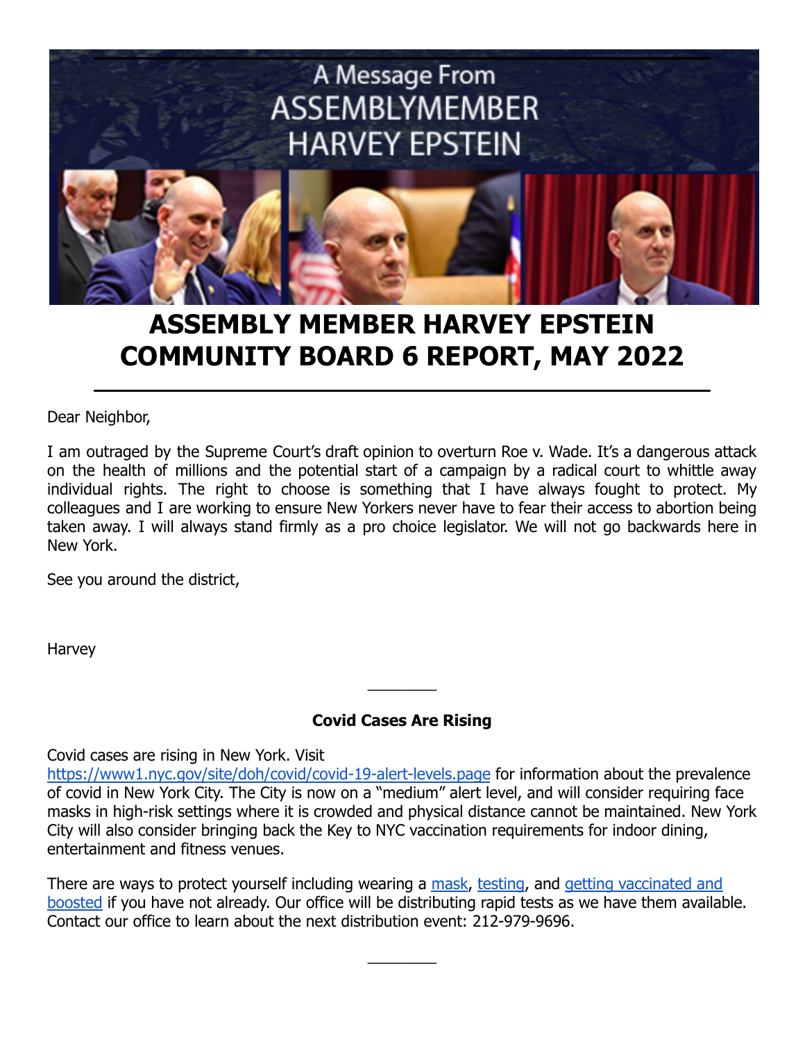A Message From
ASSEMBLYMEMBER
HARVEY EPSTEIN

# ASSEMBLY MEMBER HARVEY EPSTEIN COMMUNITY BOARD 6 REPORT, MAY 2022

---

Dear Neighbor,

I am outraged by the Supreme Court's draft opinion to overturn Roe v. Wade. It's a dangerous attack on the health of millions and the potential start of a campaign by a radical court to whittle away individual rights. The right to choose is something that I have always fought to protect. My colleagues and I are working to ensure New Yorkers never have to fear their access to abortion being taken away. I will always stand firmly as a pro choice legislator. We will not go backwards here in New York.

See you around the district,

Harvey

---

**Covid Cases Are Rising**

Covid cases are rising in New York. Visit https://www1.nyc.gov/site/doh/covid/covid-19-alert-levels.page for information about the prevalence of covid in New York City. The City is now on a "medium" alert level, and will consider requiring face masks in high-risk settings where it is crowded and physical distance cannot be maintained. New York City will also consider bringing back the Key to NYC vaccination requirements for indoor dining, entertainment and fitness venues.

There are ways to protect yourself including wearing a mask, testing, and getting vaccinated and boosted if you have not already. Our office will be distributing rapid tests as we have them available. Contact our office to learn about the next distribution event: 212-979-9696.

---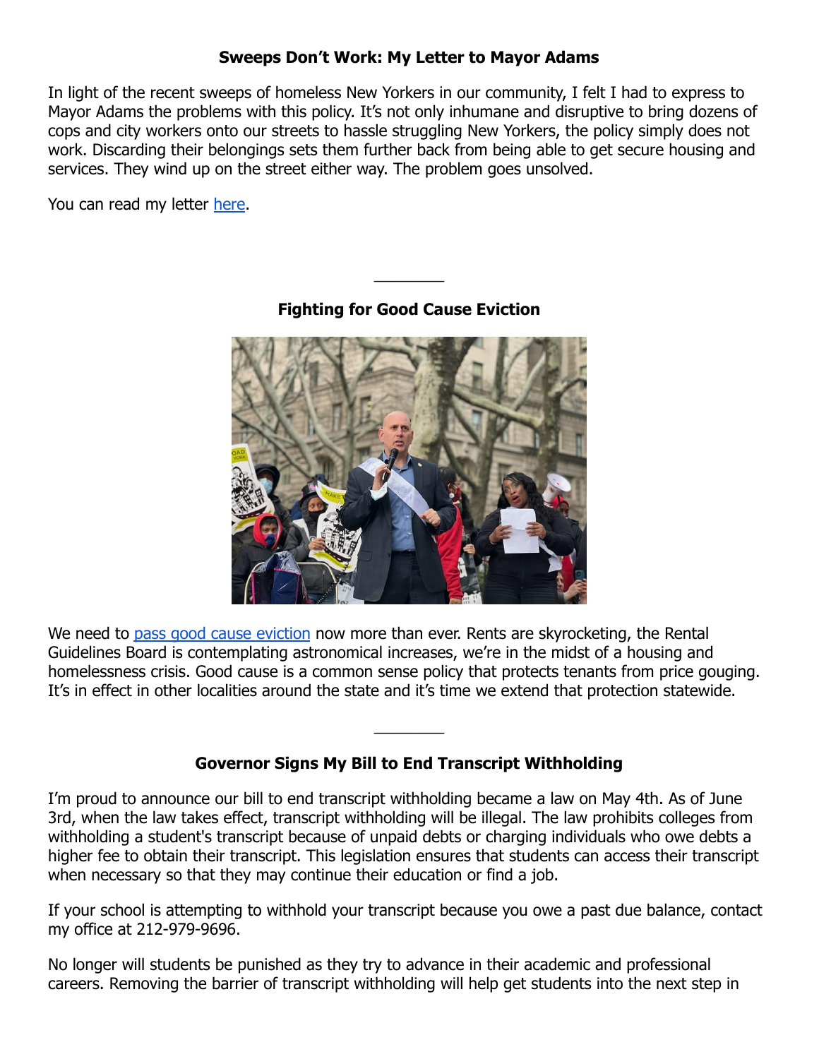### Sweeps Don't Work: My Letter to Mayor Adams

In light of the recent sweeps of homeless New Yorkers in our community, I felt I had to express to Mayor Adams the problems with this policy. It's not only inhumane and disruptive to bring dozens of cops and city workers onto our streets to hassle struggling New Yorkers, the policy simply does not work. Discarding their belongings sets them further back from being able to get secure housing and services. They wind up on the street either way. The problem goes unsolved.

You can read my letter here.

---

### Fighting for Good Cause Eviction

We need to pass good cause eviction now more than ever. Rents are skyrocketing, the Rental Guidelines Board is contemplating astronomical increases, we're in the midst of a housing and homelessness crisis. Good cause is a common sense policy that protects tenants from price gouging. It's in effect in other localities around the state and it's time we extend that protection statewide.

---

### Governor Signs My Bill to End Transcript Withholding

I'm proud to announce our bill to end transcript withholding became a law on May 4th. As of June 3rd, when the law takes effect, transcript withholding will be illegal. The law prohibits colleges from withholding a student's transcript because of unpaid debts or charging individuals who owe debts a higher fee to obtain their transcript. This legislation ensures that students can access their transcript when necessary so that they may continue their education or find a job.

If your school is attempting to withhold your transcript because you owe a past due balance, contact my office at 212-979-9696.

No longer will students be punished as they try to advance in their academic and professional careers. Removing the barrier of transcript withholding will help get students into the next step in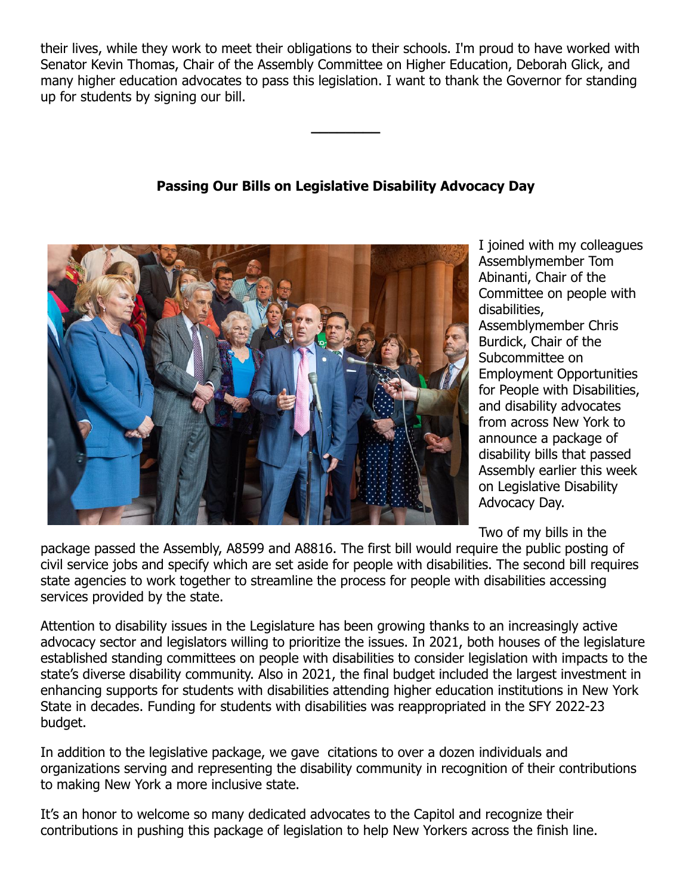their lives, while they work to meet their obligations to their schools. I'm proud to have worked with Senator Kevin Thomas, Chair of the Assembly Committee on Higher Education, Deborah Glick, and many higher education advocates to pass this legislation. I want to thank the Governor for standing up for students by signing our bill.

---

**Passing Our Bills on Legislative Disability Advocacy Day**

I joined with my colleagues Assemblymember Tom Abinanti, Chair of the Committee on people with disabilities, Assemblymember Chris Burdick, Chair of the Subcommittee on Employment Opportunities for People with Disabilities, and disability advocates from across New York to announce a package of disability bills that passed Assembly earlier this week on Legislative Disability Advocacy Day.

Two of my bills in the package passed the Assembly, A8599 and A8816. The first bill would require the public posting of civil service jobs and specify which are set aside for people with disabilities. The second bill requires state agencies to work together to streamline the process for people with disabilities accessing services provided by the state.

Attention to disability issues in the Legislature has been growing thanks to an increasingly active advocacy sector and legislators willing to prioritize the issues. In 2021, both houses of the legislature established standing committees on people with disabilities to consider legislation with impacts to the state's diverse disability community. Also in 2021, the final budget included the largest investment in enhancing supports for students with disabilities attending higher education institutions in New York State in decades. Funding for students with disabilities was reappropriated in the SFY 2022-23 budget.

In addition to the legislative package, we gave citations to over a dozen individuals and organizations serving and representing the disability community in recognition of their contributions to making New York a more inclusive state.

It's an honor to welcome so many dedicated advocates to the Capitol and recognize their contributions in pushing this package of legislation to help New Yorkers across the finish line.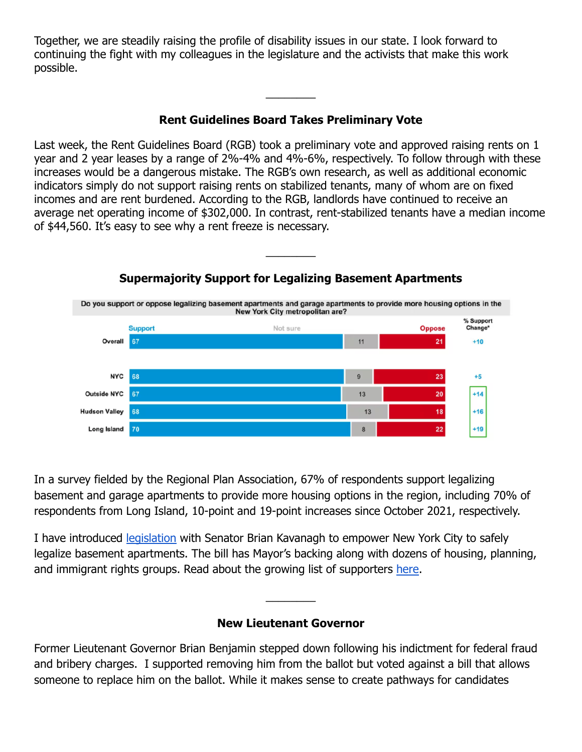Together, we are steadily raising the profile of disability issues in our state. I look forward to continuing the fight with my colleagues in the legislature and the activists that make this work possible.

---

### Rent Guidelines Board Takes Preliminary Vote

Last week, the Rent Guidelines Board (RGB) took a preliminary vote and approved raising rents on 1 year and 2 year leases by a range of 2%-4% and 4%-6%, respectively. To follow through with these increases would be a dangerous mistake. The RGB's own research, as well as additional economic indicators simply do not support raising rents on stabilized tenants, many of whom are on fixed incomes and are rent burdened. According to the RGB, landlords have continued to receive an average net operating income of $302,000. In contrast, rent-stabilized tenants have a median income of $44,560. It's easy to see why a rent freeze is necessary.

---

### Supermajority Support for Legalizing Basement Apartments

Do you support or oppose legalizing basement apartments and garage apartments to provide more housing options in the New York City metropolitan are?

| | Support | Not sure | Oppose | % Support Change* |
|---|---|---|---|---|
| Overall | 67 | 11 | 21 | +10 |
| NYC | 68 | 9 | 23 | +5 |
| Outside NYC | 67 | 13 | 20 | +14 |
| Hudson Valley | 68 | 13 | 18 | +16 |
| Long Island | 70 | 8 | 22 | +19 |

In a survey fielded by the Regional Plan Association, 67% of respondents support legalizing basement and garage apartments to provide more housing options in the region, including 70% of respondents from Long Island, 10-point and 19-point increases since October 2021, respectively.

I have introduced legislation with Senator Brian Kavanagh to empower New York City to safely legalize basement apartments. The bill has Mayor's backing along with dozens of housing, planning, and immigrant rights groups. Read about the growing list of supporters here.

---

### New Lieutenant Governor

Former Lieutenant Governor Brian Benjamin stepped down following his indictment for federal fraud and bribery charges. I supported removing him from the ballot but voted against a bill that allows someone to replace him on the ballot. While it makes sense to create pathways for candidates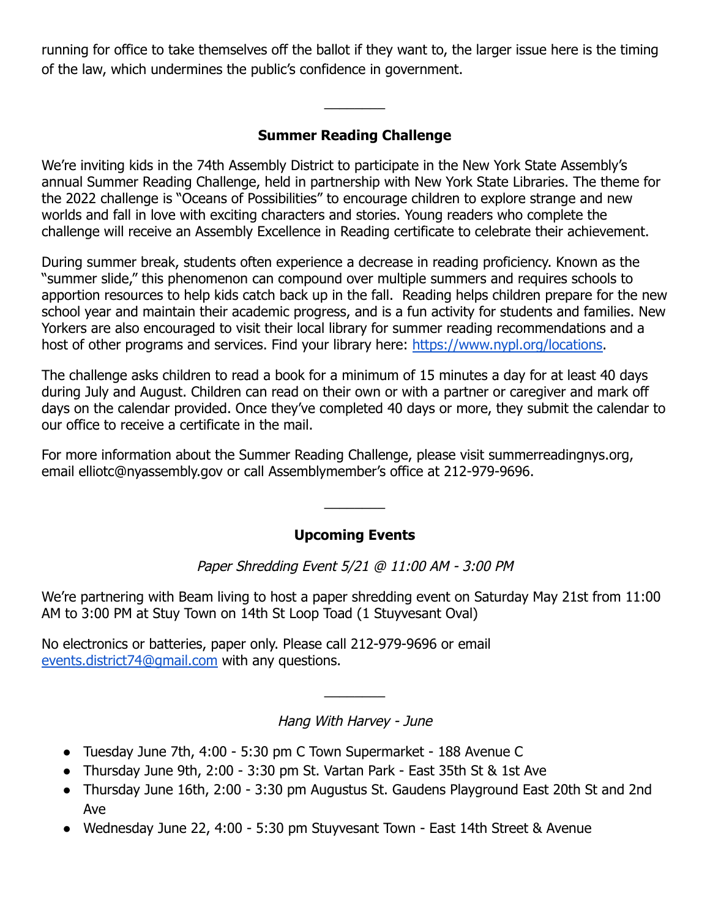running for office to take themselves off the ballot if they want to, the larger issue here is the timing of the law, which undermines the public's confidence in government.

________

## Summer Reading Challenge

We're inviting kids in the 74th Assembly District to participate in the New York State Assembly's annual Summer Reading Challenge, held in partnership with New York State Libraries. The theme for the 2022 challenge is "Oceans of Possibilities" to encourage children to explore strange and new worlds and fall in love with exciting characters and stories. Young readers who complete the challenge will receive an Assembly Excellence in Reading certificate to celebrate their achievement.

During summer break, students often experience a decrease in reading proficiency. Known as the "summer slide," this phenomenon can compound over multiple summers and requires schools to apportion resources to help kids catch back up in the fall. Reading helps children prepare for the new school year and maintain their academic progress, and is a fun activity for students and families. New Yorkers are also encouraged to visit their local library for summer reading recommendations and a host of other programs and services. Find your library here: [https://www.nypl.org/locations](https://www.nypl.org/locations).

The challenge asks children to read a book for a minimum of 15 minutes a day for at least 40 days during July and August. Children can read on their own or with a partner or caregiver and mark off days on the calendar provided. Once they've completed 40 days or more, they submit the calendar to our office to receive a certificate in the mail.

For more information about the Summer Reading Challenge, please visit summerreadingnys.org, email elliotc@nyassembly.gov or call Assemblymember's office at 212-979-9696.

________

## Upcoming Events

*Paper Shredding Event 5/21 @ 11:00 AM - 3:00 PM*

We're partnering with Beam living to host a paper shredding event on Saturday May 21st from 11:00 AM to 3:00 PM at Stuy Town on 14th St Loop Toad (1 Stuyvesant Oval)

No electronics or batteries, paper only. Please call 212-979-9696 or email [events.district74@gmail.com](mailto:events.district74@gmail.com) with any questions.

________

*Hang With Harvey - June*

- Tuesday June 7th, 4:00 - 5:30 pm C Town Supermarket - 188 Avenue C
- Thursday June 9th, 2:00 - 3:30 pm St. Vartan Park - East 35th St & 1st Ave
- Thursday June 16th, 2:00 - 3:30 pm Augustus St. Gaudens Playground East 20th St and 2nd Ave
- Wednesday June 22, 4:00 - 5:30 pm Stuyvesant Town - East 14th Street & Avenue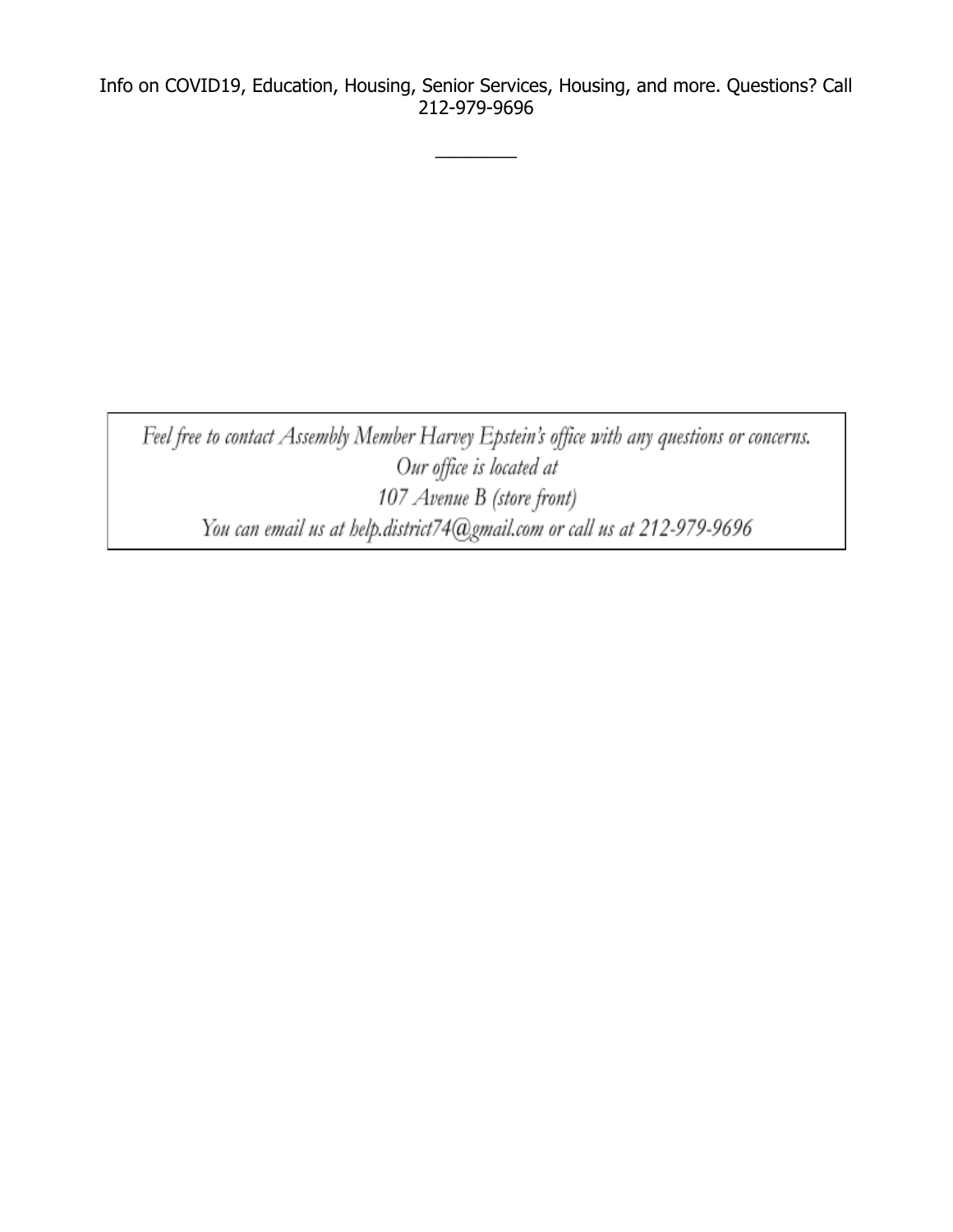Info on COVID19, Education, Housing, Senior Services, Housing, and more. Questions? Call 212-979-9696

---

*Feel free to contact Assembly Member Harvey Epstein's office with any questions or concerns.*
*Our office is located at*
*107 Avenue B (store front)*
*You can email us at help.district74@gmail.com or call us at 212-979-9696*